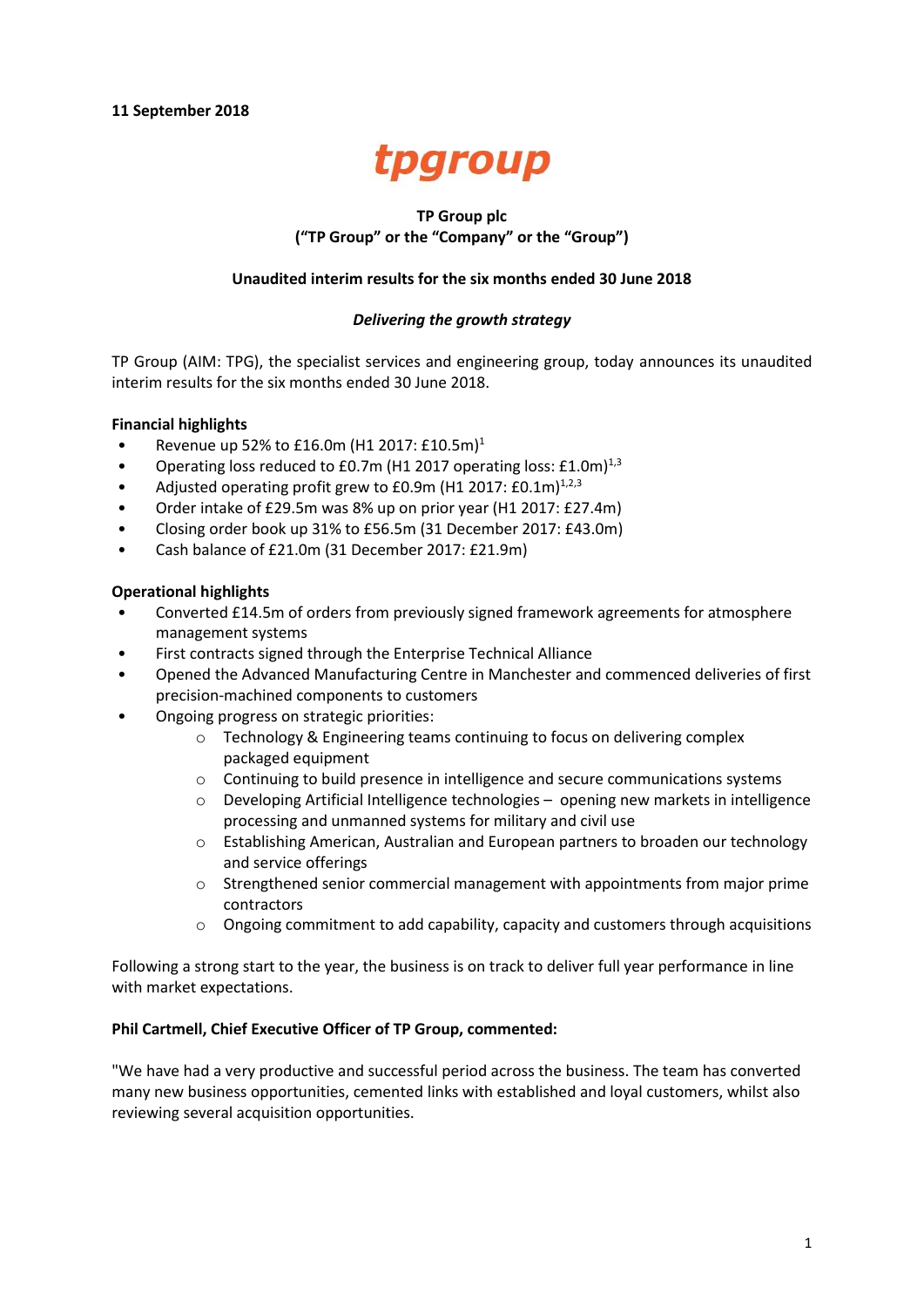**11 September 2018**

tpgroup

**TP Group plc**
**("TP Group" or the "Company" or the "Group")**

**Unaudited interim results for the six months ended 30 June 2018**

***Delivering the growth strategy***

TP Group (AIM: TPG), the specialist services and engineering group, today announces its unaudited interim results for the six months ended 30 June 2018.

**Financial highlights**

- Revenue up 52% to £16.0m (H1 2017: £10.5m)[1]
- Operating loss reduced to £0.7m (H1 2017 operating loss: £1.0m)[1,3]
- Adjusted operating profit grew to £0.9m (H1 2017: £0.1m)[1,2,3]
- Order intake of £29.5m was 8% up on prior year (H1 2017: £27.4m)
- Closing order book up 31% to £56.5m (31 December 2017: £43.0m)
- Cash balance of £21.0m (31 December 2017: £21.9m)

**Operational highlights**

- Converted £14.5m of orders from previously signed framework agreements for atmosphere management systems
- First contracts signed through the Enterprise Technical Alliance
- Opened the Advanced Manufacturing Centre in Manchester and commenced deliveries of first precision-machined components to customers
- Ongoing progress on strategic priorities:
  - Technology & Engineering teams continuing to focus on delivering complex packaged equipment
  - Continuing to build presence in intelligence and secure communications systems
  - Developing Artificial Intelligence technologies – opening new markets in intelligence processing and unmanned systems for military and civil use
  - Establishing American, Australian and European partners to broaden our technology and service offerings
  - Strengthened senior commercial management with appointments from major prime contractors
  - Ongoing commitment to add capability, capacity and customers through acquisitions

Following a strong start to the year, the business is on track to deliver full year performance in line with market expectations.

**Phil Cartmell, Chief Executive Officer of TP Group, commented:**

"We have had a very productive and successful period across the business. The team has converted many new business opportunities, cemented links with established and loyal customers, whilst also reviewing several acquisition opportunities.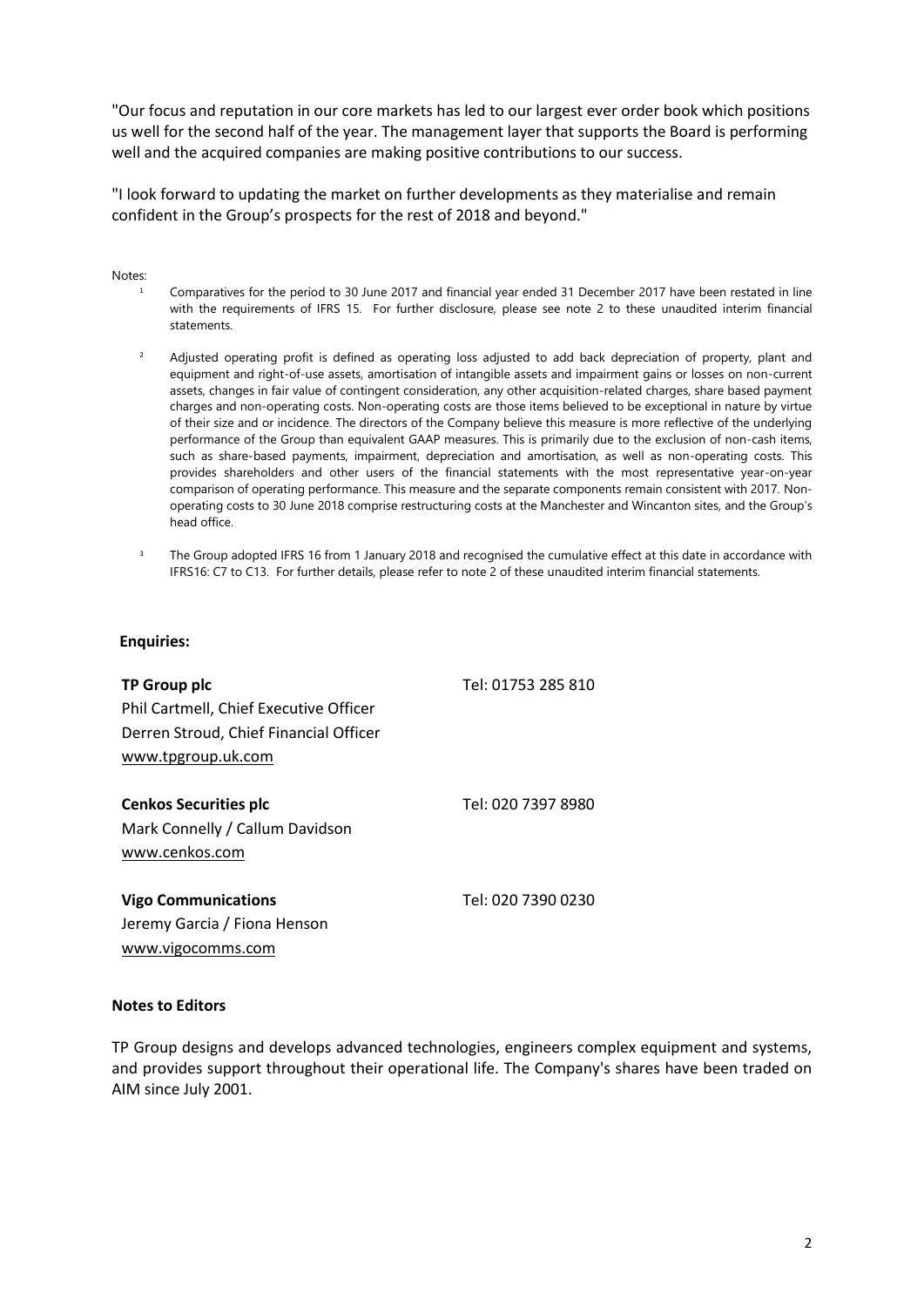"Our focus and reputation in our core markets has led to our largest ever order book which positions us well for the second half of the year. The management layer that supports the Board is performing well and the acquired companies are making positive contributions to our success.

"I look forward to updating the market on further developments as they materialise and remain confident in the Group's prospects for the rest of 2018 and beyond."

Notes:

[1] Comparatives for the period to 30 June 2017 and financial year ended 31 December 2017 have been restated in line with the requirements of IFRS 15. For further disclosure, please see note 2 to these unaudited interim financial statements.

[2] Adjusted operating profit is defined as operating loss adjusted to add back depreciation of property, plant and equipment and right-of-use assets, amortisation of intangible assets and impairment gains or losses on non-current assets, changes in fair value of contingent consideration, any other acquisition-related charges, share based payment charges and non-operating costs. Non-operating costs are those items believed to be exceptional in nature by virtue of their size and or incidence. The directors of the Company believe this measure is more reflective of the underlying performance of the Group than equivalent GAAP measures. This is primarily due to the exclusion of non-cash items, such as share-based payments, impairment, depreciation and amortisation, as well as non-operating costs. This provides shareholders and other users of the financial statements with the most representative year-on-year comparison of operating performance. This measure and the separate components remain consistent with 2017. Non-operating costs to 30 June 2018 comprise restructuring costs at the Manchester and Wincanton sites, and the Group's head office.

[3] The Group adopted IFRS 16 from 1 January 2018 and recognised the cumulative effect at this date in accordance with IFRS16: C7 to C13. For further details, please refer to note 2 of these unaudited interim financial statements.

**Enquiries:**

| | |
|---|---|
| **TP Group plc** | Tel: 01753 285 810 |
| Phil Cartmell, Chief Executive Officer | |
| Derren Stroud, Chief Financial Officer | |
| www.tpgroup.uk.com | |
| | |
| **Cenkos Securities plc** | Tel: 020 7397 8980 |
| Mark Connelly / Callum Davidson | |
| www.cenkos.com | |
| | |
| **Vigo Communications** | Tel: 020 7390 0230 |
| Jeremy Garcia / Fiona Henson | |
| www.vigocomms.com | |

**Notes to Editors**

TP Group designs and develops advanced technologies, engineers complex equipment and systems, and provides support throughout their operational life. The Company's shares have been traded on AIM since July 2001.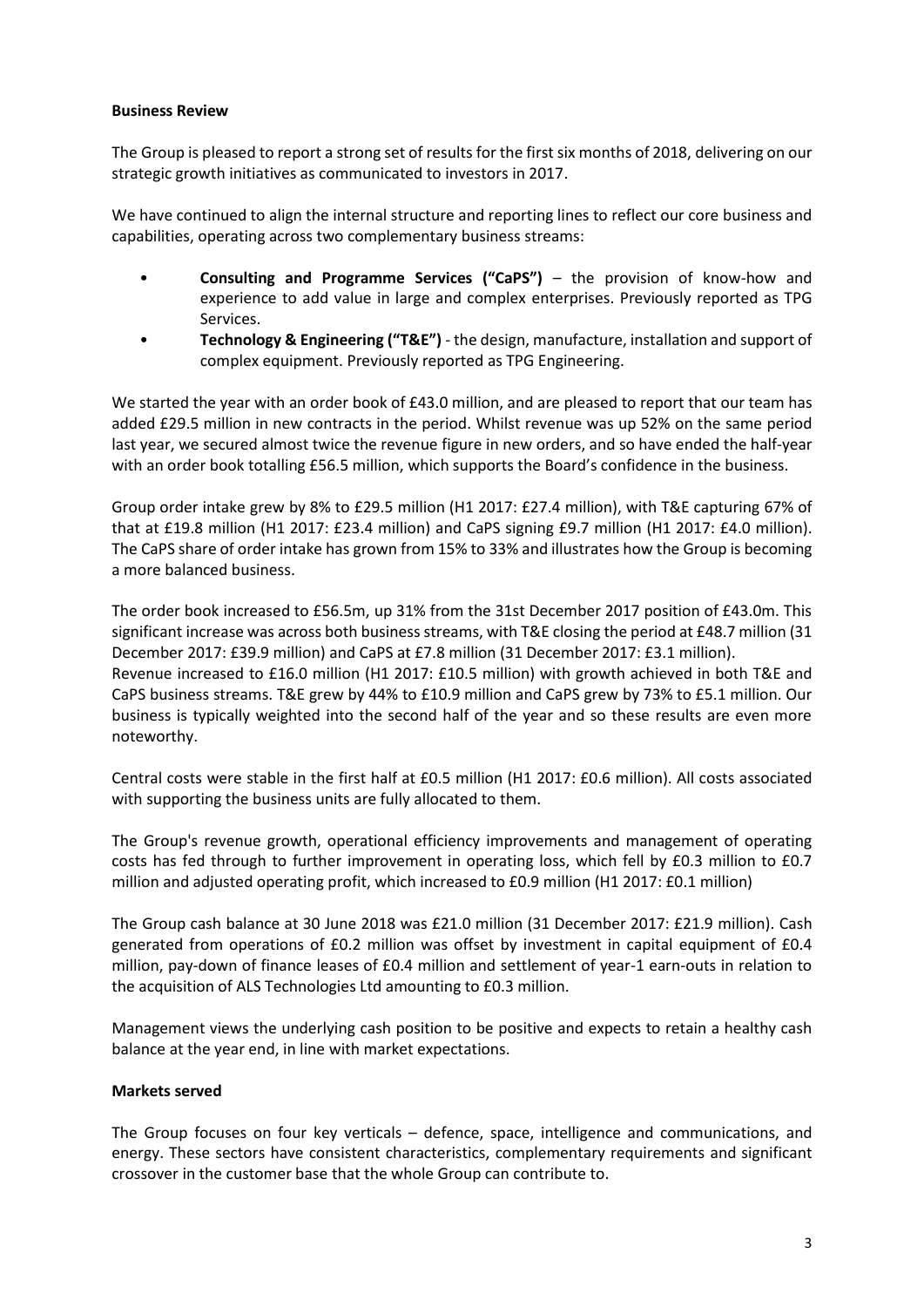**Business Review**

The Group is pleased to report a strong set of results for the first six months of 2018, delivering on our strategic growth initiatives as communicated to investors in 2017.

We have continued to align the internal structure and reporting lines to reflect our core business and capabilities, operating across two complementary business streams:

- **Consulting and Programme Services ("CaPS")** – the provision of know-how and experience to add value in large and complex enterprises. Previously reported as TPG Services.
- **Technology & Engineering ("T&E")** - the design, manufacture, installation and support of complex equipment. Previously reported as TPG Engineering.

We started the year with an order book of £43.0 million, and are pleased to report that our team has added £29.5 million in new contracts in the period. Whilst revenue was up 52% on the same period last year, we secured almost twice the revenue figure in new orders, and so have ended the half-year with an order book totalling £56.5 million, which supports the Board's confidence in the business.

Group order intake grew by 8% to £29.5 million (H1 2017: £27.4 million), with T&E capturing 67% of that at £19.8 million (H1 2017: £23.4 million) and CaPS signing £9.7 million (H1 2017: £4.0 million). The CaPS share of order intake has grown from 15% to 33% and illustrates how the Group is becoming a more balanced business.

The order book increased to £56.5m, up 31% from the 31st December 2017 position of £43.0m. This significant increase was across both business streams, with T&E closing the period at £48.7 million (31 December 2017: £39.9 million) and CaPS at £7.8 million (31 December 2017: £3.1 million).
Revenue increased to £16.0 million (H1 2017: £10.5 million) with growth achieved in both T&E and CaPS business streams. T&E grew by 44% to £10.9 million and CaPS grew by 73% to £5.1 million. Our business is typically weighted into the second half of the year and so these results are even more noteworthy.

Central costs were stable in the first half at £0.5 million (H1 2017: £0.6 million). All costs associated with supporting the business units are fully allocated to them.

The Group's revenue growth, operational efficiency improvements and management of operating costs has fed through to further improvement in operating loss, which fell by £0.3 million to £0.7 million and adjusted operating profit, which increased to £0.9 million (H1 2017: £0.1 million)

The Group cash balance at 30 June 2018 was £21.0 million (31 December 2017: £21.9 million). Cash generated from operations of £0.2 million was offset by investment in capital equipment of £0.4 million, pay-down of finance leases of £0.4 million and settlement of year-1 earn-outs in relation to the acquisition of ALS Technologies Ltd amounting to £0.3 million.

Management views the underlying cash position to be positive and expects to retain a healthy cash balance at the year end, in line with market expectations.

**Markets served**

The Group focuses on four key verticals – defence, space, intelligence and communications, and energy. These sectors have consistent characteristics, complementary requirements and significant crossover in the customer base that the whole Group can contribute to.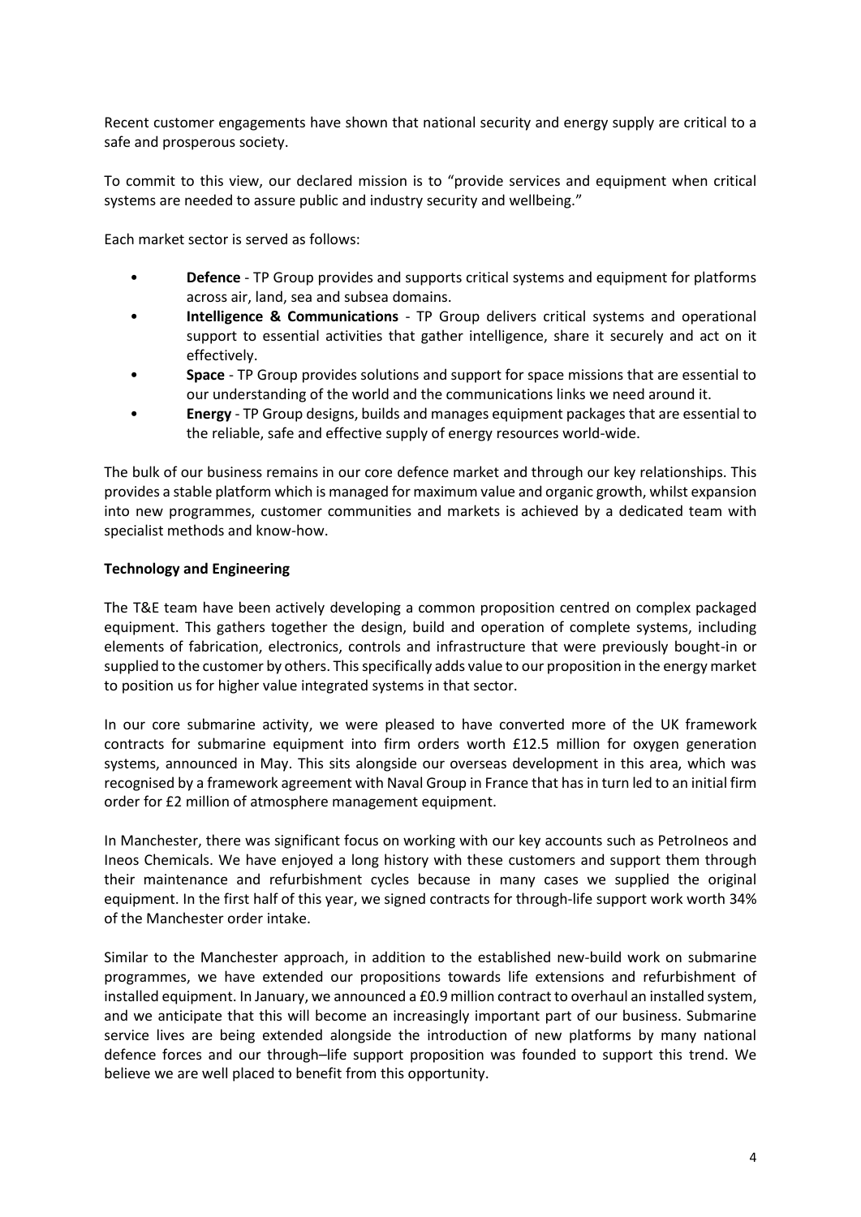Recent customer engagements have shown that national security and energy supply are critical to a safe and prosperous society.

To commit to this view, our declared mission is to "provide services and equipment when critical systems are needed to assure public and industry security and wellbeing."

Each market sector is served as follows:

- **Defence** - TP Group provides and supports critical systems and equipment for platforms across air, land, sea and subsea domains.
- **Intelligence & Communications** - TP Group delivers critical systems and operational support to essential activities that gather intelligence, share it securely and act on it effectively.
- **Space** - TP Group provides solutions and support for space missions that are essential to our understanding of the world and the communications links we need around it.
- **Energy** - TP Group designs, builds and manages equipment packages that are essential to the reliable, safe and effective supply of energy resources world-wide.

The bulk of our business remains in our core defence market and through our key relationships. This provides a stable platform which is managed for maximum value and organic growth, whilst expansion into new programmes, customer communities and markets is achieved by a dedicated team with specialist methods and know-how.

**Technology and Engineering**

The T&E team have been actively developing a common proposition centred on complex packaged equipment. This gathers together the design, build and operation of complete systems, including elements of fabrication, electronics, controls and infrastructure that were previously bought-in or supplied to the customer by others. This specifically adds value to our proposition in the energy market to position us for higher value integrated systems in that sector.

In our core submarine activity, we were pleased to have converted more of the UK framework contracts for submarine equipment into firm orders worth £12.5 million for oxygen generation systems, announced in May. This sits alongside our overseas development in this area, which was recognised by a framework agreement with Naval Group in France that has in turn led to an initial firm order for £2 million of atmosphere management equipment.

In Manchester, there was significant focus on working with our key accounts such as PetroIneos and Ineos Chemicals. We have enjoyed a long history with these customers and support them through their maintenance and refurbishment cycles because in many cases we supplied the original equipment. In the first half of this year, we signed contracts for through-life support work worth 34% of the Manchester order intake.

Similar to the Manchester approach, in addition to the established new-build work on submarine programmes, we have extended our propositions towards life extensions and refurbishment of installed equipment. In January, we announced a £0.9 million contract to overhaul an installed system, and we anticipate that this will become an increasingly important part of our business. Submarine service lives are being extended alongside the introduction of new platforms by many national defence forces and our through–life support proposition was founded to support this trend. We believe we are well placed to benefit from this opportunity.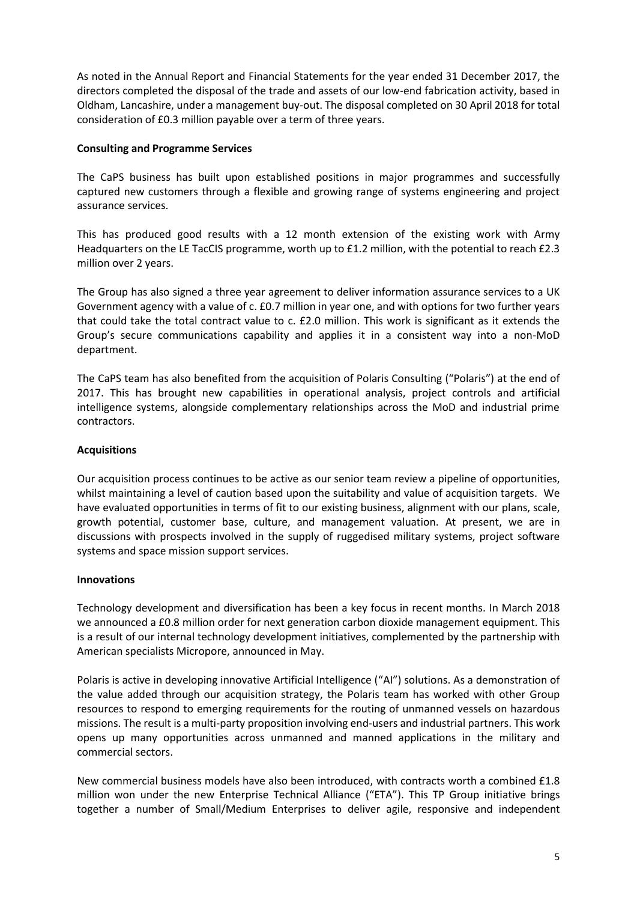As noted in the Annual Report and Financial Statements for the year ended 31 December 2017, the directors completed the disposal of the trade and assets of our low-end fabrication activity, based in Oldham, Lancashire, under a management buy-out. The disposal completed on 30 April 2018 for total consideration of £0.3 million payable over a term of three years.

**Consulting and Programme Services**

The CaPS business has built upon established positions in major programmes and successfully captured new customers through a flexible and growing range of systems engineering and project assurance services.

This has produced good results with a 12 month extension of the existing work with Army Headquarters on the LE TacCIS programme, worth up to £1.2 million, with the potential to reach £2.3 million over 2 years.

The Group has also signed a three year agreement to deliver information assurance services to a UK Government agency with a value of c. £0.7 million in year one, and with options for two further years that could take the total contract value to c. £2.0 million. This work is significant as it extends the Group's secure communications capability and applies it in a consistent way into a non-MoD department.

The CaPS team has also benefited from the acquisition of Polaris Consulting ("Polaris") at the end of 2017. This has brought new capabilities in operational analysis, project controls and artificial intelligence systems, alongside complementary relationships across the MoD and industrial prime contractors.

**Acquisitions**

Our acquisition process continues to be active as our senior team review a pipeline of opportunities, whilst maintaining a level of caution based upon the suitability and value of acquisition targets. We have evaluated opportunities in terms of fit to our existing business, alignment with our plans, scale, growth potential, customer base, culture, and management valuation. At present, we are in discussions with prospects involved in the supply of ruggedised military systems, project software systems and space mission support services.

**Innovations**

Technology development and diversification has been a key focus in recent months. In March 2018 we announced a £0.8 million order for next generation carbon dioxide management equipment. This is a result of our internal technology development initiatives, complemented by the partnership with American specialists Micropore, announced in May.

Polaris is active in developing innovative Artificial Intelligence ("AI") solutions. As a demonstration of the value added through our acquisition strategy, the Polaris team has worked with other Group resources to respond to emerging requirements for the routing of unmanned vessels on hazardous missions. The result is a multi-party proposition involving end-users and industrial partners. This work opens up many opportunities across unmanned and manned applications in the military and commercial sectors.

New commercial business models have also been introduced, with contracts worth a combined £1.8 million won under the new Enterprise Technical Alliance ("ETA"). This TP Group initiative brings together a number of Small/Medium Enterprises to deliver agile, responsive and independent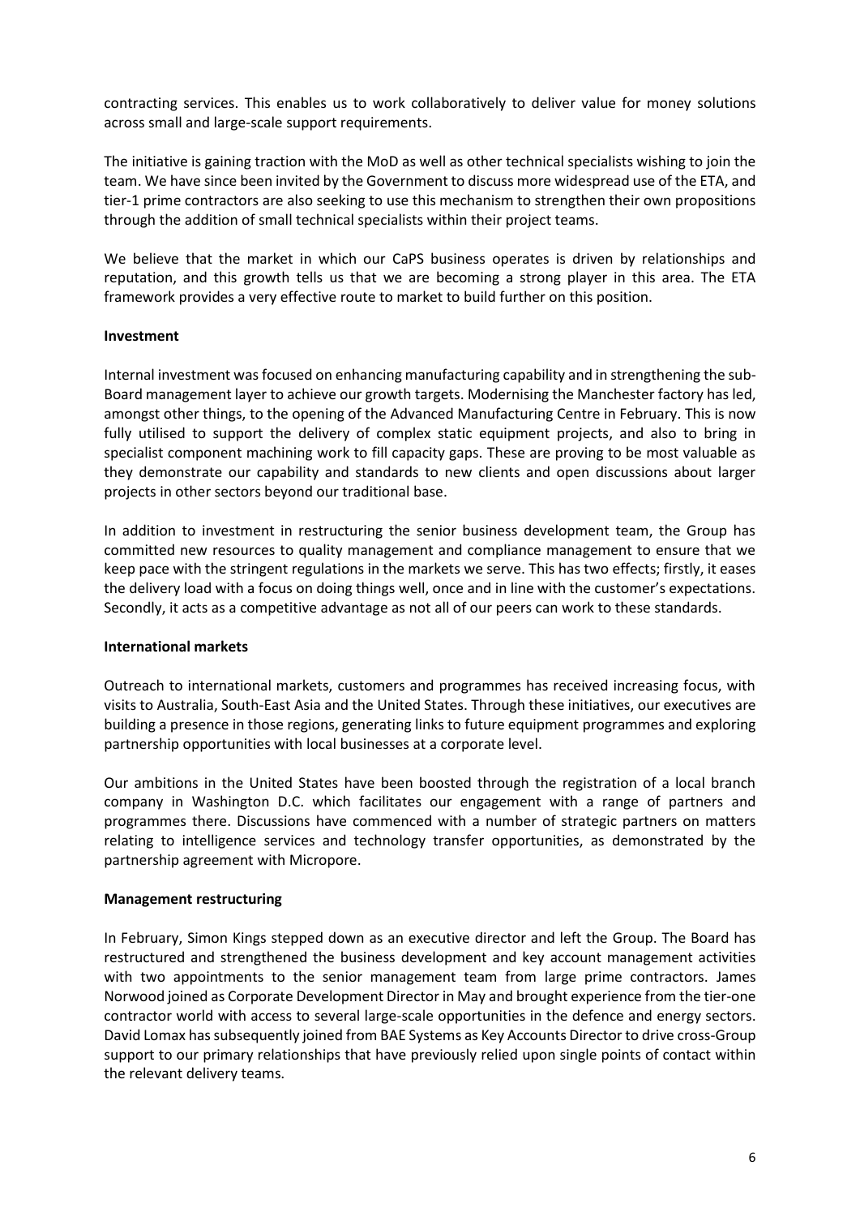contracting services. This enables us to work collaboratively to deliver value for money solutions across small and large-scale support requirements.

The initiative is gaining traction with the MoD as well as other technical specialists wishing to join the team. We have since been invited by the Government to discuss more widespread use of the ETA, and tier-1 prime contractors are also seeking to use this mechanism to strengthen their own propositions through the addition of small technical specialists within their project teams.

We believe that the market in which our CaPS business operates is driven by relationships and reputation, and this growth tells us that we are becoming a strong player in this area. The ETA framework provides a very effective route to market to build further on this position.

**Investment**

Internal investment was focused on enhancing manufacturing capability and in strengthening the sub-Board management layer to achieve our growth targets. Modernising the Manchester factory has led, amongst other things, to the opening of the Advanced Manufacturing Centre in February. This is now fully utilised to support the delivery of complex static equipment projects, and also to bring in specialist component machining work to fill capacity gaps. These are proving to be most valuable as they demonstrate our capability and standards to new clients and open discussions about larger projects in other sectors beyond our traditional base.

In addition to investment in restructuring the senior business development team, the Group has committed new resources to quality management and compliance management to ensure that we keep pace with the stringent regulations in the markets we serve. This has two effects; firstly, it eases the delivery load with a focus on doing things well, once and in line with the customer's expectations. Secondly, it acts as a competitive advantage as not all of our peers can work to these standards.

**International markets**

Outreach to international markets, customers and programmes has received increasing focus, with visits to Australia, South-East Asia and the United States. Through these initiatives, our executives are building a presence in those regions, generating links to future equipment programmes and exploring partnership opportunities with local businesses at a corporate level.

Our ambitions in the United States have been boosted through the registration of a local branch company in Washington D.C. which facilitates our engagement with a range of partners and programmes there. Discussions have commenced with a number of strategic partners on matters relating to intelligence services and technology transfer opportunities, as demonstrated by the partnership agreement with Micropore.

**Management restructuring**

In February, Simon Kings stepped down as an executive director and left the Group. The Board has restructured and strengthened the business development and key account management activities with two appointments to the senior management team from large prime contractors. James Norwood joined as Corporate Development Director in May and brought experience from the tier-one contractor world with access to several large-scale opportunities in the defence and energy sectors. David Lomax has subsequently joined from BAE Systems as Key Accounts Director to drive cross-Group support to our primary relationships that have previously relied upon single points of contact within the relevant delivery teams.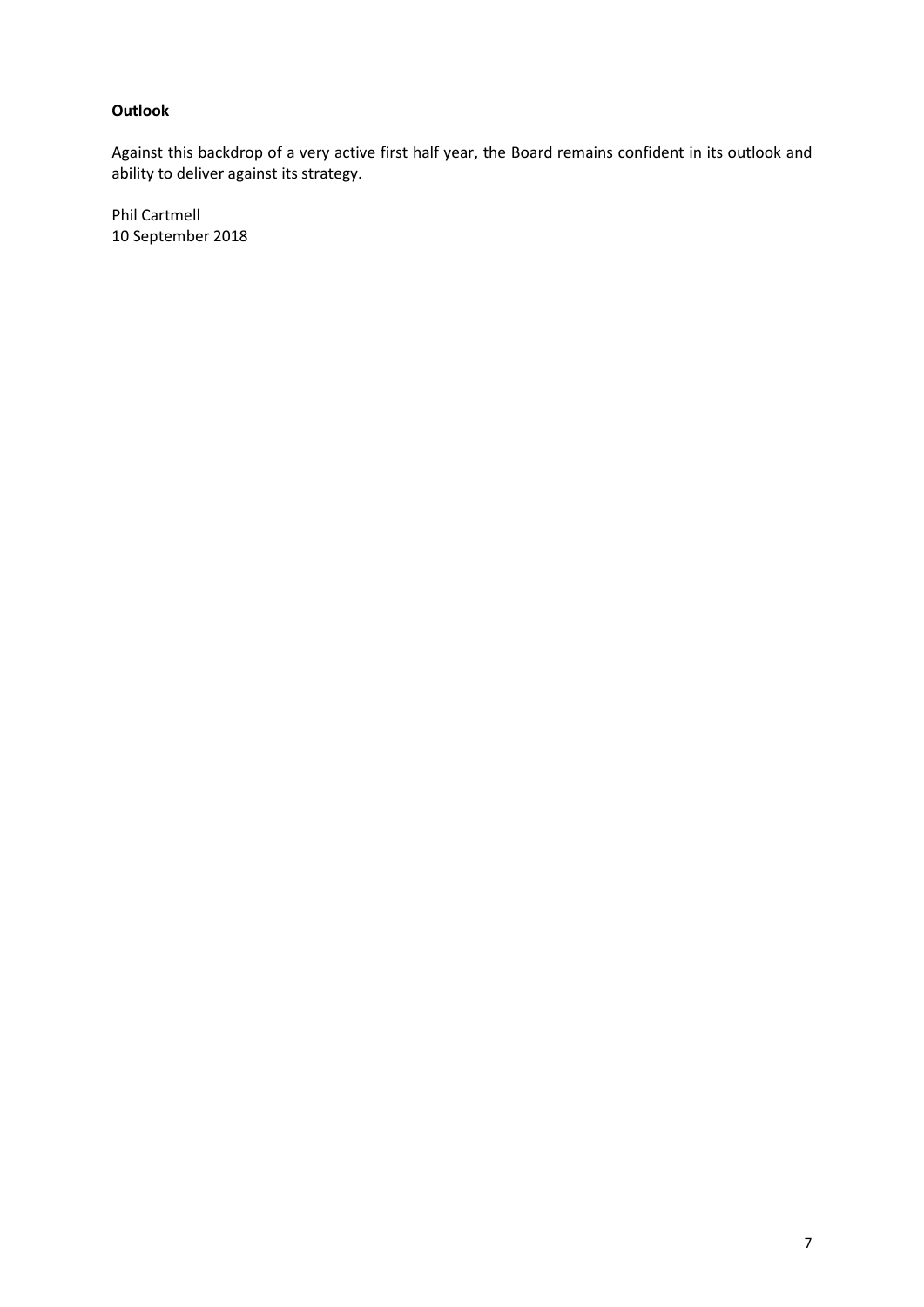**Outlook**

Against this backdrop of a very active first half year, the Board remains confident in its outlook and ability to deliver against its strategy.

Phil Cartmell
10 September 2018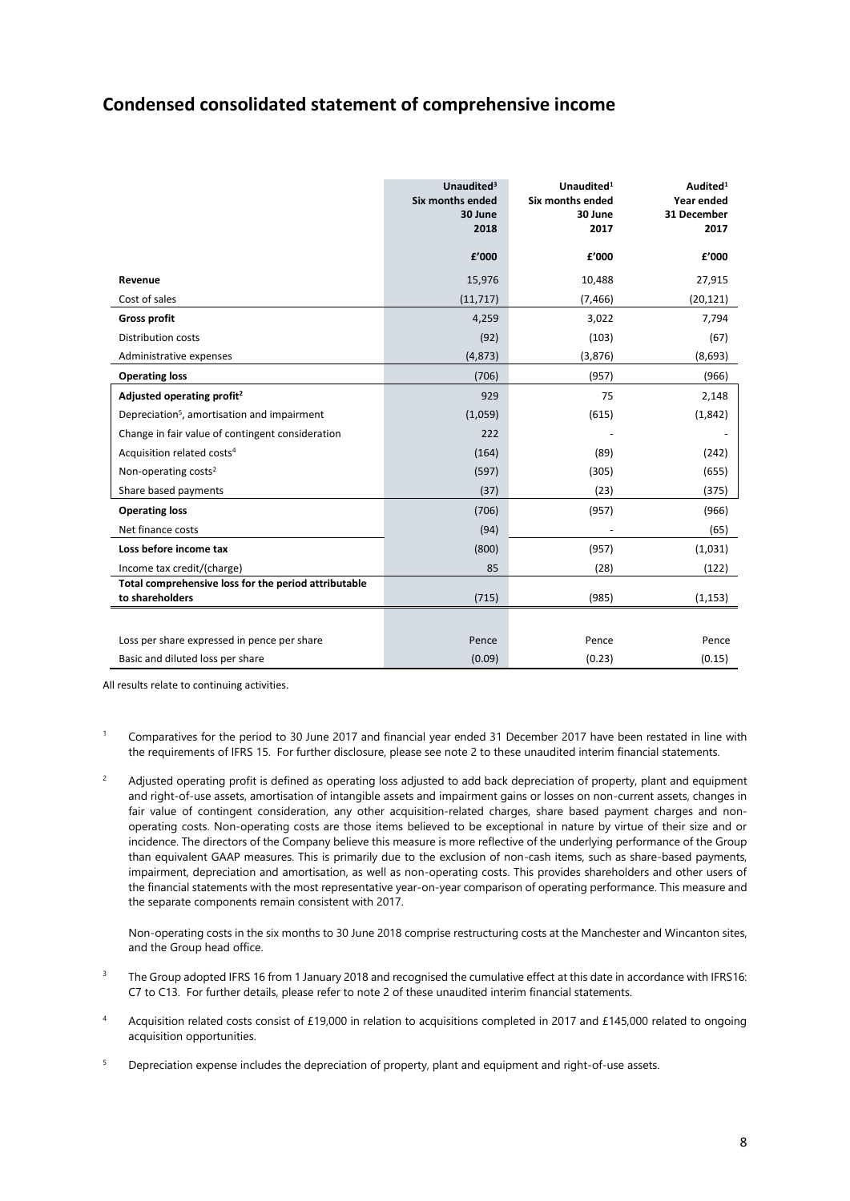## Condensed consolidated statement of comprehensive income

| | Unaudited[3] Six months ended 30 June 2018 | Unaudited[1] Six months ended 30 June 2017 | Audited[1] Year ended 31 December 2017 |
|---|---|---|---|
| | £'000 | £'000 | £'000 |
| **Revenue** | 15,976 | 10,488 | 27,915 |
| Cost of sales | (11,717) | (7,466) | (20,121) |
| **Gross profit** | 4,259 | 3,022 | 7,794 |
| Distribution costs | (92) | (103) | (67) |
| Administrative expenses | (4,873) | (3,876) | (8,693) |
| **Operating loss** | (706) | (957) | (966) |
| **Adjusted operating profit[2]** | 929 | 75 | 2,148 |
| Depreciation[5], amortisation and impairment | (1,059) | (615) | (1,842) |
| Change in fair value of contingent consideration | 222 | - | - |
| Acquisition related costs[4] | (164) | (89) | (242) |
| Non-operating costs[2] | (597) | (305) | (655) |
| Share based payments | (37) | (23) | (375) |
| **Operating loss** | (706) | (957) | (966) |
| Net finance costs | (94) | - | (65) |
| **Loss before income tax** | (800) | (957) | (1,031) |
| Income tax credit/(charge) | 85 | (28) | (122) |
| **Total comprehensive loss for the period attributable to shareholders** | (715) | (985) | (1,153) |
| | | | |
| Loss per share expressed in pence per share | Pence | Pence | Pence |
| Basic and diluted loss per share | (0.09) | (0.23) | (0.15) |

All results relate to continuing activities.

[1] Comparatives for the period to 30 June 2017 and financial year ended 31 December 2017 have been restated in line with the requirements of IFRS 15. For further disclosure, please see note 2 to these unaudited interim financial statements.

[2] Adjusted operating profit is defined as operating loss adjusted to add back depreciation of property, plant and equipment and right-of-use assets, amortisation of intangible assets and impairment gains or losses on non-current assets, changes in fair value of contingent consideration, any other acquisition-related charges, share based payment charges and non-operating costs. Non-operating costs are those items believed to be exceptional in nature by virtue of their size and or incidence. The directors of the Company believe this measure is more reflective of the underlying performance of the Group than equivalent GAAP measures. This is primarily due to the exclusion of non-cash items, such as share-based payments, impairment, depreciation and amortisation, as well as non-operating costs. This provides shareholders and other users of the financial statements with the most representative year-on-year comparison of operating performance. This measure and the separate components remain consistent with 2017.

Non-operating costs in the six months to 30 June 2018 comprise restructuring costs at the Manchester and Wincanton sites, and the Group head office.

[3] The Group adopted IFRS 16 from 1 January 2018 and recognised the cumulative effect at this date in accordance with IFRS16: C7 to C13. For further details, please refer to note 2 of these unaudited interim financial statements.

[4] Acquisition related costs consist of £19,000 in relation to acquisitions completed in 2017 and £145,000 related to ongoing acquisition opportunities.

[5] Depreciation expense includes the depreciation of property, plant and equipment and right-of-use assets.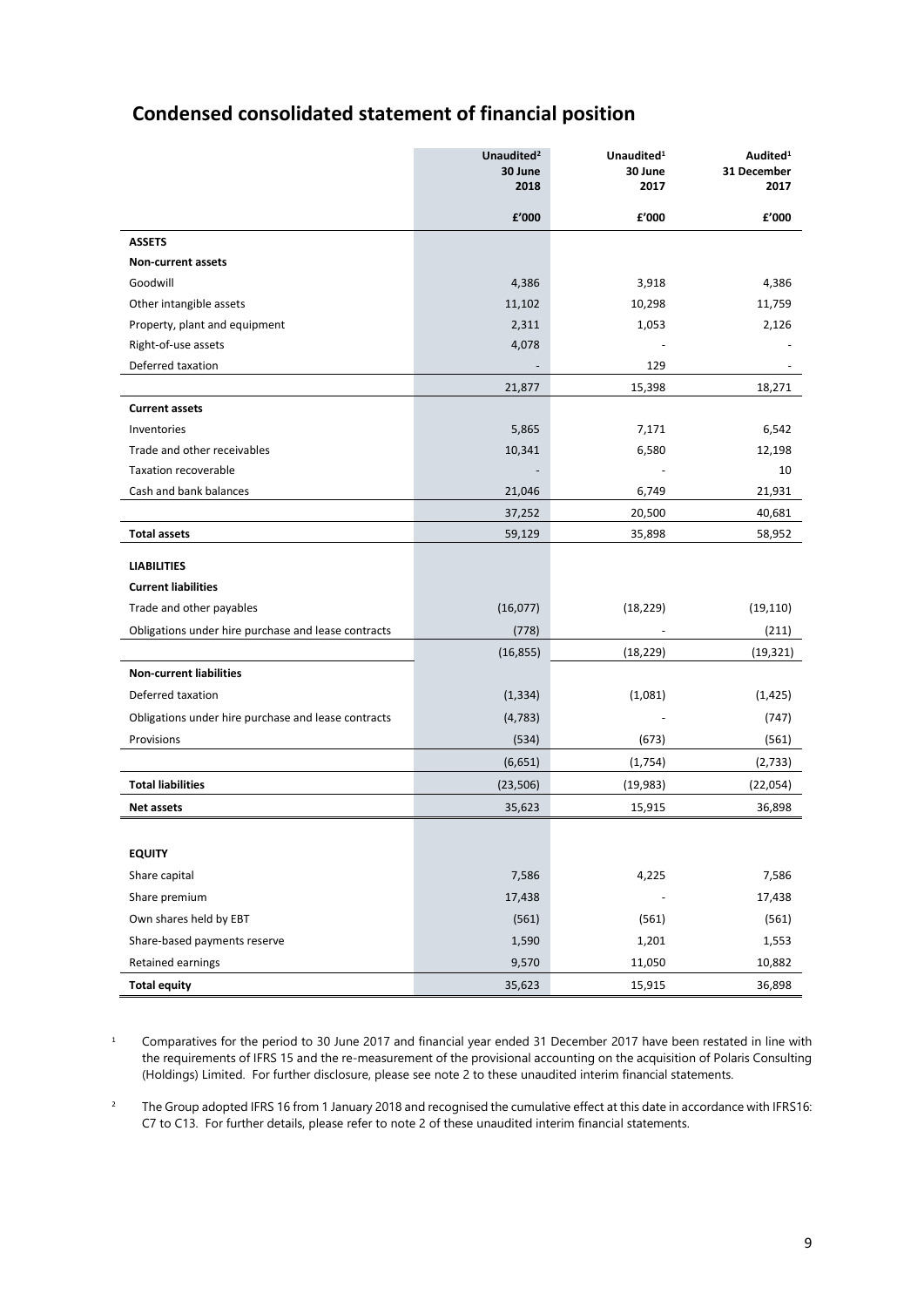# Condensed consolidated statement of financial position

| | Unaudited[2] 30 June 2018 | Unaudited[1] 30 June 2017 | Audited[1] 31 December 2017 |
|---|---|---|---|
| | £'000 | £'000 | £'000 |
| **ASSETS** | | | |
| **Non-current assets** | | | |
| Goodwill | 4,386 | 3,918 | 4,386 |
| Other intangible assets | 11,102 | 10,298 | 11,759 |
| Property, plant and equipment | 2,311 | 1,053 | 2,126 |
| Right-of-use assets | 4,078 | - | - |
| Deferred taxation | - | 129 | - |
| | 21,877 | 15,398 | 18,271 |
| **Current assets** | | | |
| Inventories | 5,865 | 7,171 | 6,542 |
| Trade and other receivables | 10,341 | 6,580 | 12,198 |
| Taxation recoverable | - | - | 10 |
| Cash and bank balances | 21,046 | 6,749 | 21,931 |
| | 37,252 | 20,500 | 40,681 |
| **Total assets** | 59,129 | 35,898 | 58,952 |
| **LIABILITIES** | | | |
| **Current liabilities** | | | |
| Trade and other payables | (16,077) | (18,229) | (19,110) |
| Obligations under hire purchase and lease contracts | (778) | - | (211) |
| | (16,855) | (18,229) | (19,321) |
| **Non-current liabilities** | | | |
| Deferred taxation | (1,334) | (1,081) | (1,425) |
| Obligations under hire purchase and lease contracts | (4,783) | - | (747) |
| Provisions | (534) | (673) | (561) |
| | (6,651) | (1,754) | (2,733) |
| **Total liabilities** | (23,506) | (19,983) | (22,054) |
| **Net assets** | 35,623 | 15,915 | 36,898 |
| **EQUITY** | | | |
| Share capital | 7,586 | 4,225 | 7,586 |
| Share premium | 17,438 | - | 17,438 |
| Own shares held by EBT | (561) | (561) | (561) |
| Share-based payments reserve | 1,590 | 1,201 | 1,553 |
| Retained earnings | 9,570 | 11,050 | 10,882 |
| **Total equity** | 35,623 | 15,915 | 36,898 |

[1] Comparatives for the period to 30 June 2017 and financial year ended 31 December 2017 have been restated in line with the requirements of IFRS 15 and the re-measurement of the provisional accounting on the acquisition of Polaris Consulting (Holdings) Limited. For further disclosure, please see note 2 to these unaudited interim financial statements.

[2] The Group adopted IFRS 16 from 1 January 2018 and recognised the cumulative effect at this date in accordance with IFRS16: C7 to C13. For further details, please refer to note 2 of these unaudited interim financial statements.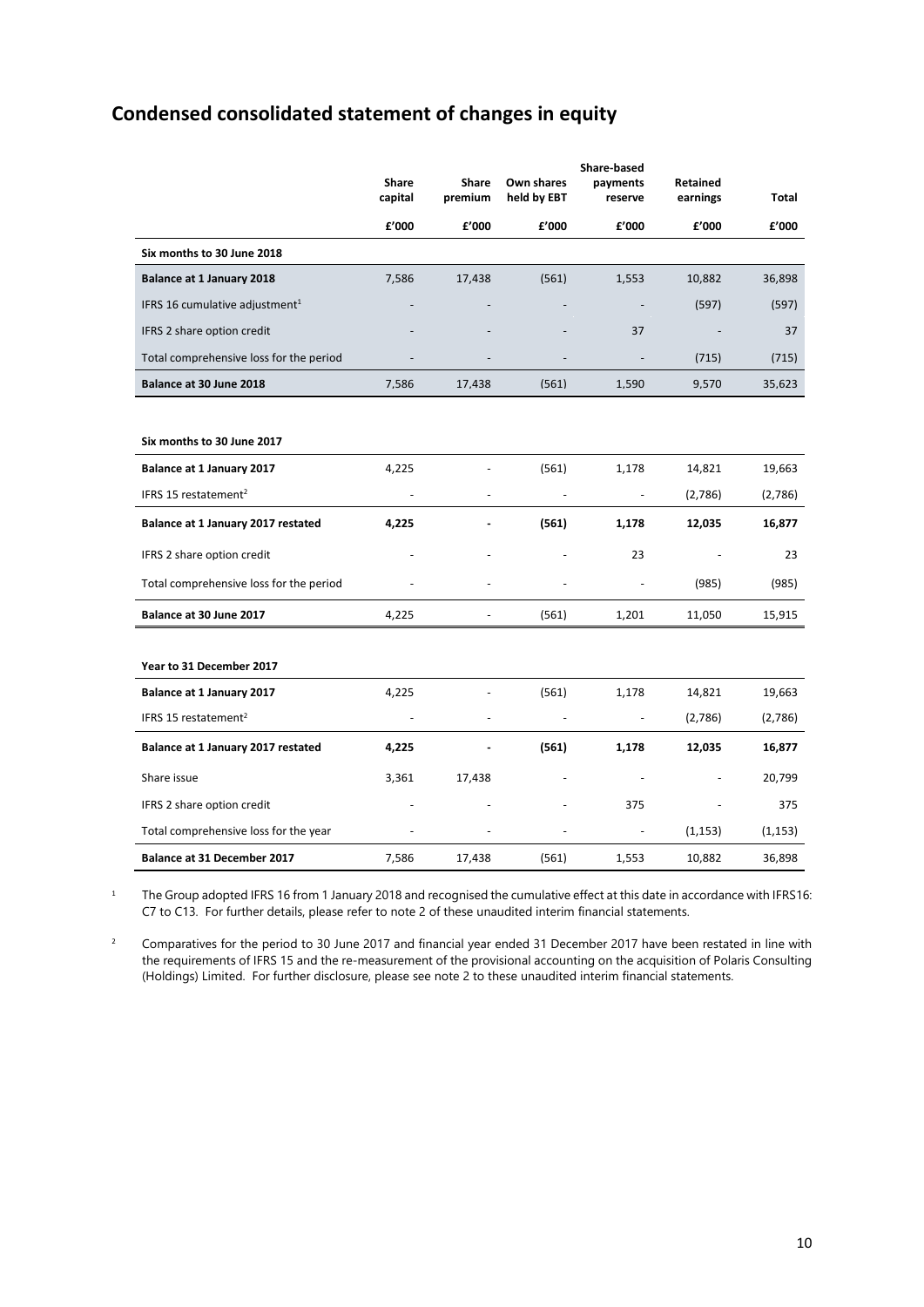## Condensed consolidated statement of changes in equity

| | Share capital | Share premium | Own shares held by EBT | Share-based payments reserve | Retained earnings | Total |
|---|---|---|---|---|---|---|
| | £'000 | £'000 | £'000 | £'000 | £'000 | £'000 |
| **Six months to 30 June 2018** | | | | | | |
| **Balance at 1 January 2018** | 7,586 | 17,438 | (561) | 1,553 | 10,882 | 36,898 |
| IFRS 16 cumulative adjustment[1] | - | - | - | - | (597) | (597) |
| IFRS 2 share option credit | - | - | - | 37 | - | 37 |
| Total comprehensive loss for the period | - | - | - | - | (715) | (715) |
| **Balance at 30 June 2018** | 7,586 | 17,438 | (561) | 1,590 | 9,570 | 35,623 |
| | | | | | | |
| **Six months to 30 June 2017** | | | | | | |
| **Balance at 1 January 2017** | 4,225 | - | (561) | 1,178 | 14,821 | 19,663 |
| IFRS 15 restatement[2] | - | - | - | - | (2,786) | (2,786) |
| **Balance at 1 January 2017 restated** | **4,225** | **-** | **(561)** | **1,178** | **12,035** | **16,877** |
| IFRS 2 share option credit | - | - | - | 23 | - | 23 |
| Total comprehensive loss for the period | - | - | - | - | (985) | (985) |
| **Balance at 30 June 2017** | 4,225 | - | (561) | 1,201 | 11,050 | 15,915 |
| | | | | | | |
| **Year to 31 December 2017** | | | | | | |
| **Balance at 1 January 2017** | 4,225 | - | (561) | 1,178 | 14,821 | 19,663 |
| IFRS 15 restatement[2] | - | - | - | - | (2,786) | (2,786) |
| **Balance at 1 January 2017 restated** | **4,225** | **-** | **(561)** | **1,178** | **12,035** | **16,877** |
| Share issue | 3,361 | 17,438 | - | - | - | 20,799 |
| IFRS 2 share option credit | - | - | - | 375 | - | 375 |
| Total comprehensive loss for the year | - | - | - | - | (1,153) | (1,153) |
| **Balance at 31 December 2017** | 7,586 | 17,438 | (561) | 1,553 | 10,882 | 36,898 |

[1] The Group adopted IFRS 16 from 1 January 2018 and recognised the cumulative effect at this date in accordance with IFRS16: C7 to C13. For further details, please refer to note 2 of these unaudited interim financial statements.

[2] Comparatives for the period to 30 June 2017 and financial year ended 31 December 2017 have been restated in line with the requirements of IFRS 15 and the re-measurement of the provisional accounting on the acquisition of Polaris Consulting (Holdings) Limited. For further disclosure, please see note 2 to these unaudited interim financial statements.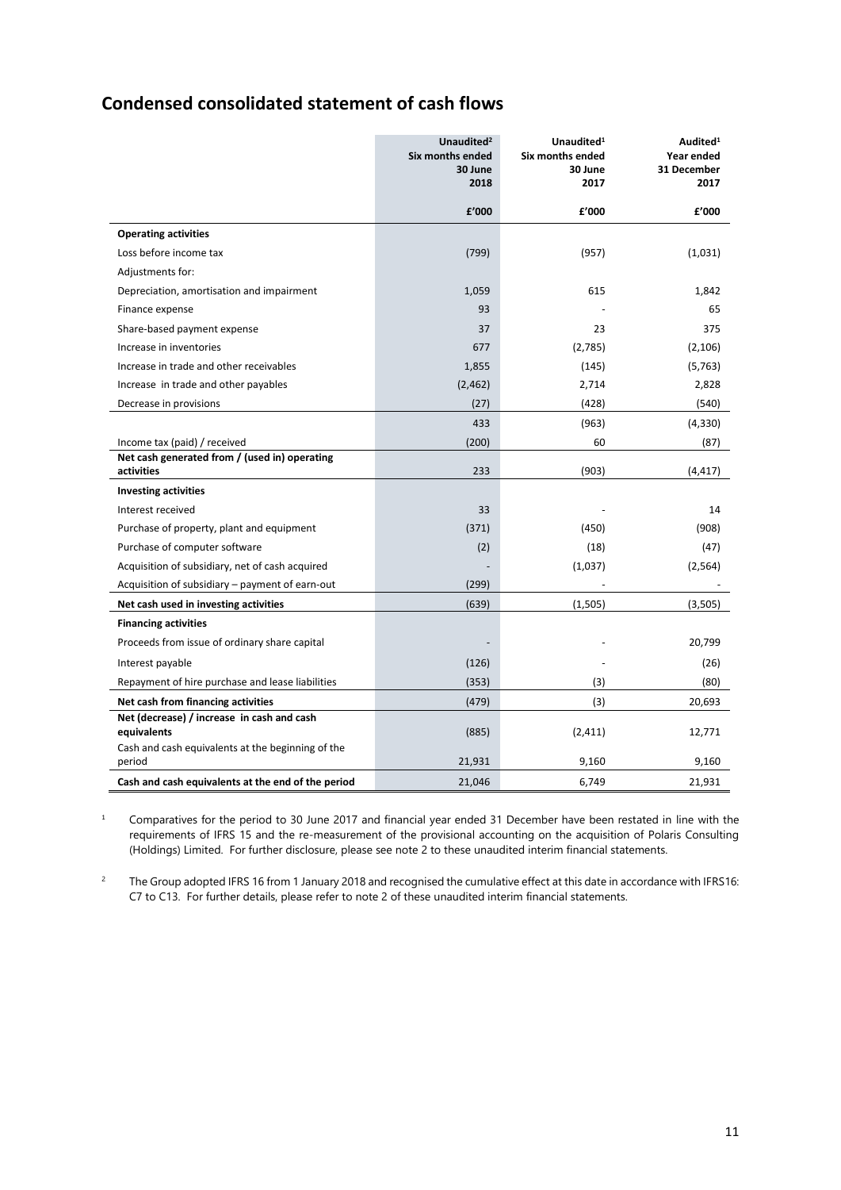## Condensed consolidated statement of cash flows

| | Unaudited[2] Six months ended 30 June 2018 | Unaudited[1] Six months ended 30 June 2017 | Audited[1] Year ended 31 December 2017 |
|---|---|---|---|
| | £'000 | £'000 | £'000 |
| **Operating activities** | | | |
| Loss before income tax | (799) | (957) | (1,031) |
| Adjustments for: | | | |
| Depreciation, amortisation and impairment | 1,059 | 615 | 1,842 |
| Finance expense | 93 | - | 65 |
| Share-based payment expense | 37 | 23 | 375 |
| Increase in inventories | 677 | (2,785) | (2,106) |
| Increase in trade and other receivables | 1,855 | (145) | (5,763) |
| Increase in trade and other payables | (2,462) | 2,714 | 2,828 |
| Decrease in provisions | (27) | (428) | (540) |
| | 433 | (963) | (4,330) |
| Income tax (paid) / received | (200) | 60 | (87) |
| **Net cash generated from / (used in) operating activities** | 233 | (903) | (4,417) |
| **Investing activities** | | | |
| Interest received | 33 | - | 14 |
| Purchase of property, plant and equipment | (371) | (450) | (908) |
| Purchase of computer software | (2) | (18) | (47) |
| Acquisition of subsidiary, net of cash acquired | - | (1,037) | (2,564) |
| Acquisition of subsidiary – payment of earn-out | (299) | - | - |
| **Net cash used in investing activities** | (639) | (1,505) | (3,505) |
| **Financing activities** | | | |
| Proceeds from issue of ordinary share capital | - | - | 20,799 |
| Interest payable | (126) | - | (26) |
| Repayment of hire purchase and lease liabilities | (353) | (3) | (80) |
| **Net cash from financing activities** | (479) | (3) | 20,693 |
| **Net (decrease) / increase in cash and cash equivalents** | (885) | (2,411) | 12,771 |
| Cash and cash equivalents at the beginning of the period | 21,931 | 9,160 | 9,160 |
| **Cash and cash equivalents at the end of the period** | 21,046 | 6,749 | 21,931 |

[1] Comparatives for the period to 30 June 2017 and financial year ended 31 December have been restated in line with the requirements of IFRS 15 and the re-measurement of the provisional accounting on the acquisition of Polaris Consulting (Holdings) Limited. For further disclosure, please see note 2 to these unaudited interim financial statements.

[2] The Group adopted IFRS 16 from 1 January 2018 and recognised the cumulative effect at this date in accordance with IFRS16: C7 to C13. For further details, please refer to note 2 of these unaudited interim financial statements.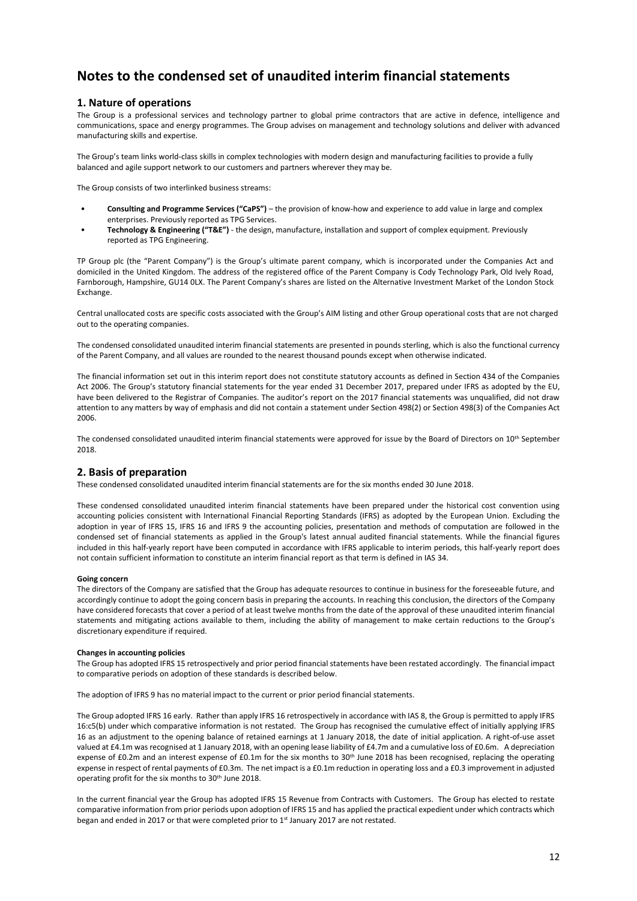# Notes to the condensed set of unaudited interim financial statements

## 1. Nature of operations

The Group is a professional services and technology partner to global prime contractors that are active in defence, intelligence and communications, space and energy programmes. The Group advises on management and technology solutions and deliver with advanced manufacturing skills and expertise.

The Group's team links world-class skills in complex technologies with modern design and manufacturing facilities to provide a fully balanced and agile support network to our customers and partners wherever they may be.

The Group consists of two interlinked business streams:

- **Consulting and Programme Services ("CaPS")** – the provision of know-how and experience to add value in large and complex enterprises. Previously reported as TPG Services.
- **Technology & Engineering ("T&E")** - the design, manufacture, installation and support of complex equipment. Previously reported as TPG Engineering.

TP Group plc (the "Parent Company") is the Group's ultimate parent company, which is incorporated under the Companies Act and domiciled in the United Kingdom. The address of the registered office of the Parent Company is Cody Technology Park, Old Ively Road, Farnborough, Hampshire, GU14 0LX. The Parent Company's shares are listed on the Alternative Investment Market of the London Stock Exchange.

Central unallocated costs are specific costs associated with the Group's AIM listing and other Group operational costs that are not charged out to the operating companies.

The condensed consolidated unaudited interim financial statements are presented in pounds sterling, which is also the functional currency of the Parent Company, and all values are rounded to the nearest thousand pounds except when otherwise indicated.

The financial information set out in this interim report does not constitute statutory accounts as defined in Section 434 of the Companies Act 2006. The Group's statutory financial statements for the year ended 31 December 2017, prepared under IFRS as adopted by the EU, have been delivered to the Registrar of Companies. The auditor's report on the 2017 financial statements was unqualified, did not draw attention to any matters by way of emphasis and did not contain a statement under Section 498(2) or Section 498(3) of the Companies Act 2006.

The condensed consolidated unaudited interim financial statements were approved for issue by the Board of Directors on 10th September 2018.

## 2. Basis of preparation

These condensed consolidated unaudited interim financial statements are for the six months ended 30 June 2018.

These condensed consolidated unaudited interim financial statements have been prepared under the historical cost convention using accounting policies consistent with International Financial Reporting Standards (IFRS) as adopted by the European Union. Excluding the adoption in year of IFRS 15, IFRS 16 and IFRS 9 the accounting policies, presentation and methods of computation are followed in the condensed set of financial statements as applied in the Group's latest annual audited financial statements. While the financial figures included in this half-yearly report have been computed in accordance with IFRS applicable to interim periods, this half-yearly report does not contain sufficient information to constitute an interim financial report as that term is defined in IAS 34.

**Going concern**

The directors of the Company are satisfied that the Group has adequate resources to continue in business for the foreseeable future, and accordingly continue to adopt the going concern basis in preparing the accounts. In reaching this conclusion, the directors of the Company have considered forecasts that cover a period of at least twelve months from the date of the approval of these unaudited interim financial statements and mitigating actions available to them, including the ability of management to make certain reductions to the Group's discretionary expenditure if required.

**Changes in accounting policies**

The Group has adopted IFRS 15 retrospectively and prior period financial statements have been restated accordingly. The financial impact to comparative periods on adoption of these standards is described below.

The adoption of IFRS 9 has no material impact to the current or prior period financial statements.

The Group adopted IFRS 16 early. Rather than apply IFRS 16 retrospectively in accordance with IAS 8, the Group is permitted to apply IFRS 16:c5(b) under which comparative information is not restated. The Group has recognised the cumulative effect of initially applying IFRS 16 as an adjustment to the opening balance of retained earnings at 1 January 2018, the date of initial application. A right-of-use asset valued at £4.1m was recognised at 1 January 2018, with an opening lease liability of £4.7m and a cumulative loss of £0.6m. A depreciation expense of £0.2m and an interest expense of £0.1m for the six months to 30th June 2018 has been recognised, replacing the operating expense in respect of rental payments of £0.3m. The net impact is a £0.1m reduction in operating loss and a £0.3 improvement in adjusted operating profit for the six months to 30th June 2018.

In the current financial year the Group has adopted IFRS 15 Revenue from Contracts with Customers. The Group has elected to restate comparative information from prior periods upon adoption of IFRS 15 and has applied the practical expedient under which contracts which began and ended in 2017 or that were completed prior to 1st January 2017 are not restated.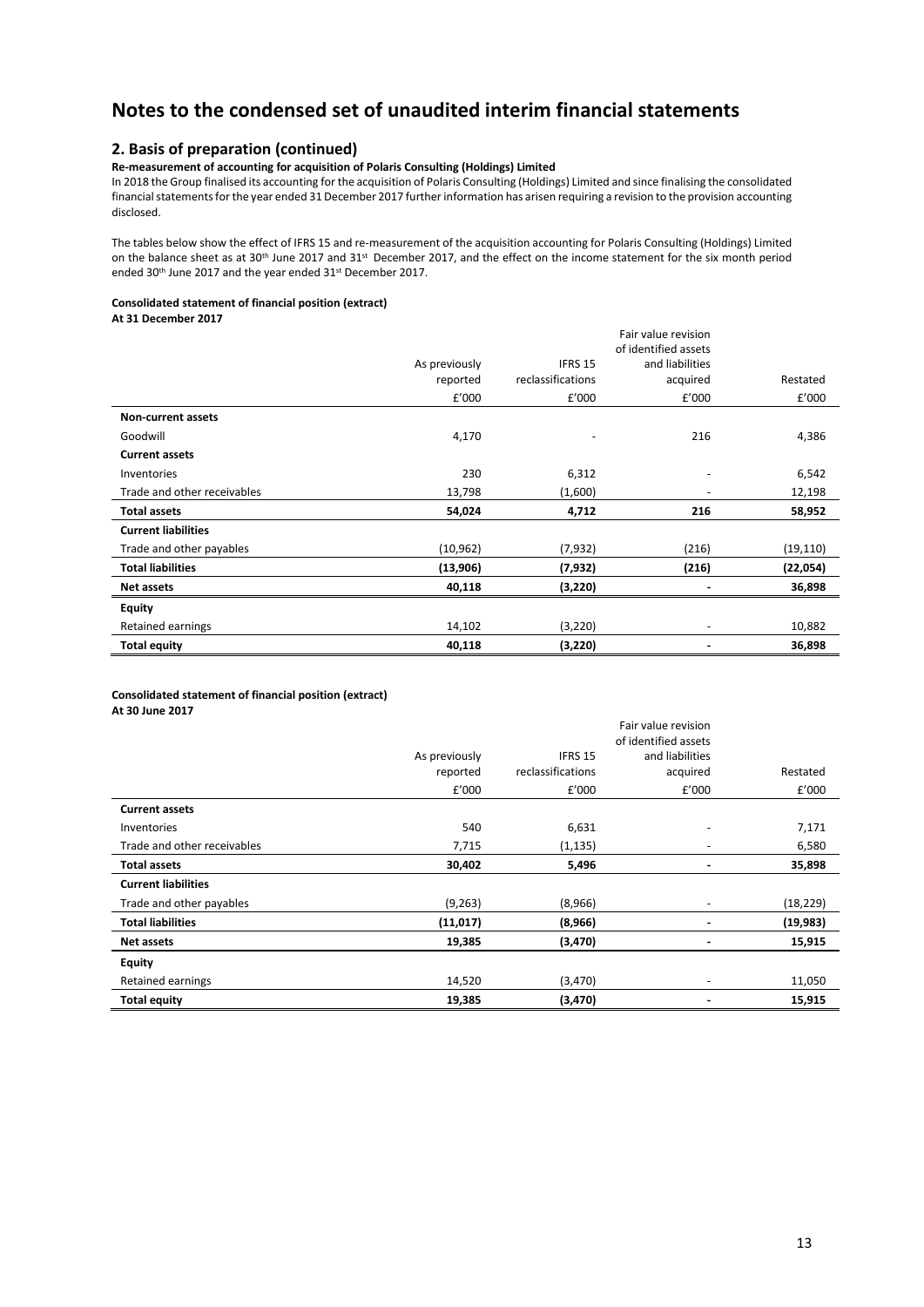# Notes to the condensed set of unaudited interim financial statements

## 2. Basis of preparation (continued)

**Re-measurement of accounting for acquisition of Polaris Consulting (Holdings) Limited**

In 2018 the Group finalised its accounting for the acquisition of Polaris Consulting (Holdings) Limited and since finalising the consolidated financial statements for the year ended 31 December 2017 further information has arisen requiring a revision to the provision accounting disclosed.

The tables below show the effect of IFRS 15 and re-measurement of the acquisition accounting for Polaris Consulting (Holdings) Limited on the balance sheet as at 30th June 2017 and 31st December 2017, and the effect on the income statement for the six month period ended 30th June 2017 and the year ended 31st December 2017.

**Consolidated statement of financial position (extract)**
**At 31 December 2017**

| | As previously reported | IFRS 15 reclassifications | Fair value revision of identified assets and liabilities acquired | Restated |
|---|---|---|---|---|
| | £'000 | £'000 | £'000 | £'000 |
| **Non-current assets** | | | | |
| Goodwill | 4,170 | - | 216 | 4,386 |
| **Current assets** | | | | |
| Inventories | 230 | 6,312 | - | 6,542 |
| Trade and other receivables | 13,798 | (1,600) | - | 12,198 |
| **Total assets** | **54,024** | **4,712** | **216** | **58,952** |
| **Current liabilities** | | | | |
| Trade and other payables | (10,962) | (7,932) | (216) | (19,110) |
| **Total liabilities** | **(13,906)** | **(7,932)** | **(216)** | **(22,054)** |
| **Net assets** | **40,118** | **(3,220)** | **-** | **36,898** |
| **Equity** | | | | |
| Retained earnings | 14,102 | (3,220) | - | 10,882 |
| **Total equity** | **40,118** | **(3,220)** | **-** | **36,898** |

**Consolidated statement of financial position (extract)**
**At 30 June 2017**

| | As previously reported | IFRS 15 reclassifications | Fair value revision of identified assets and liabilities acquired | Restated |
|---|---|---|---|---|
| | £'000 | £'000 | £'000 | £'000 |
| **Current assets** | | | | |
| Inventories | 540 | 6,631 | - | 7,171 |
| Trade and other receivables | 7,715 | (1,135) | - | 6,580 |
| **Total assets** | **30,402** | **5,496** | **-** | **35,898** |
| **Current liabilities** | | | | |
| Trade and other payables | (9,263) | (8,966) | - | (18,229) |
| **Total liabilities** | **(11,017)** | **(8,966)** | **-** | **(19,983)** |
| **Net assets** | **19,385** | **(3,470)** | **-** | **15,915** |
| **Equity** | | | | |
| Retained earnings | 14,520 | (3,470) | - | 11,050 |
| **Total equity** | **19,385** | **(3,470)** | **-** | **15,915** |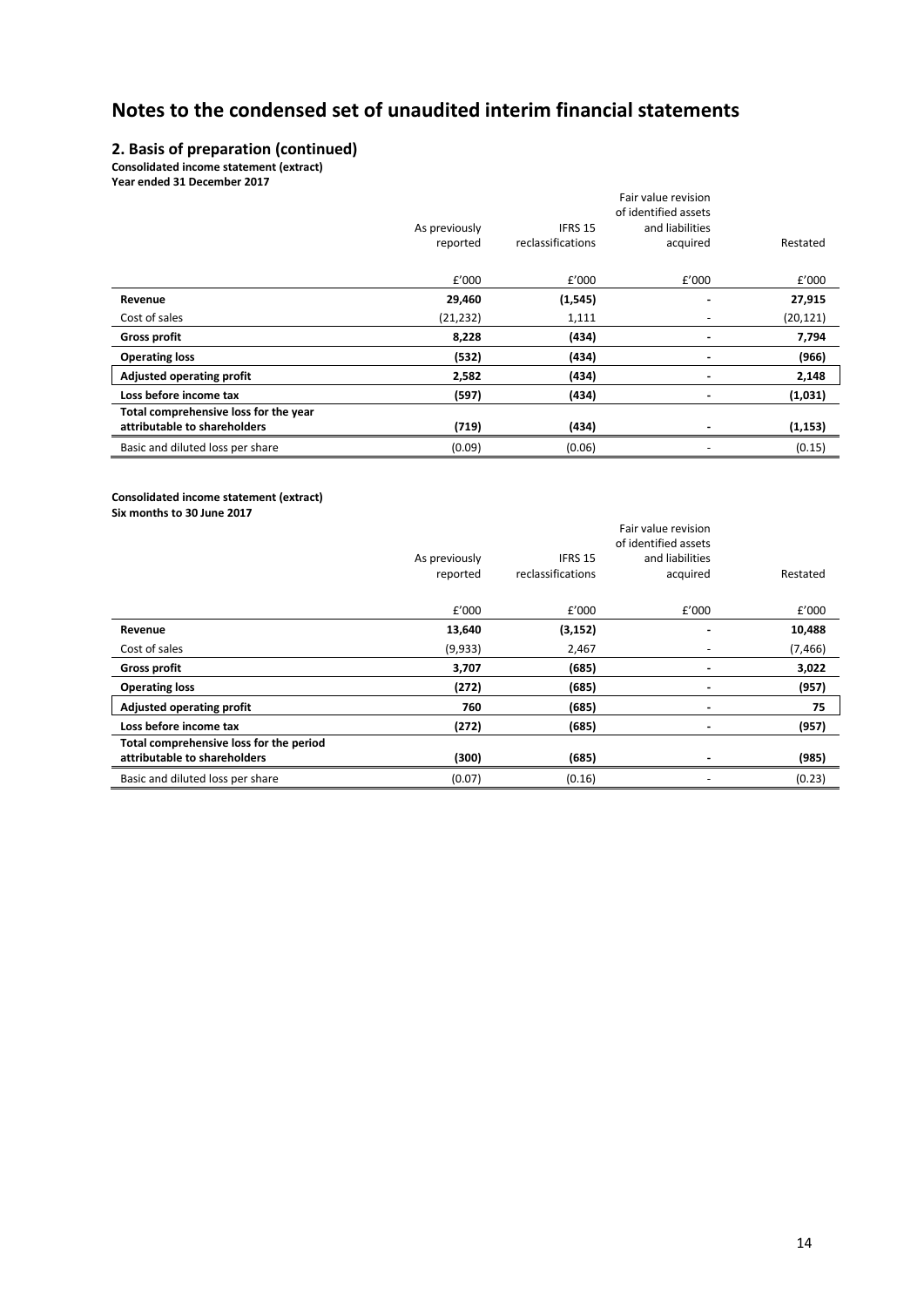# Notes to the condensed set of unaudited interim financial statements

## 2. Basis of preparation (continued)

**Consolidated income statement (extract)**
**Year ended 31 December 2017**

| | As previously reported | IFRS 15 reclassifications | Fair value revision of identified assets and liabilities acquired | Restated |
|---|---|---|---|---|
| | £'000 | £'000 | £'000 | £'000 |
| **Revenue** | **29,460** | **(1,545)** | **-** | **27,915** |
| Cost of sales | (21,232) | 1,111 | - | (20,121) |
| **Gross profit** | **8,228** | **(434)** | **-** | **7,794** |
| **Operating loss** | **(532)** | **(434)** | **-** | **(966)** |
| **Adjusted operating profit** | **2,582** | **(434)** | **-** | **2,148** |
| **Loss before income tax** | **(597)** | **(434)** | **-** | **(1,031)** |
| **Total comprehensive loss for the year attributable to shareholders** | **(719)** | **(434)** | **-** | **(1,153)** |
| Basic and diluted loss per share | (0.09) | (0.06) | - | (0.15) |

**Consolidated income statement (extract)**
**Six months to 30 June 2017**

| | As previously reported | IFRS 15 reclassifications | Fair value revision of identified assets and liabilities acquired | Restated |
|---|---|---|---|---|
| | £'000 | £'000 | £'000 | £'000 |
| **Revenue** | **13,640** | **(3,152)** | **-** | **10,488** |
| Cost of sales | (9,933) | 2,467 | - | (7,466) |
| **Gross profit** | **3,707** | **(685)** | **-** | **3,022** |
| **Operating loss** | **(272)** | **(685)** | **-** | **(957)** |
| **Adjusted operating profit** | **760** | **(685)** | **-** | **75** |
| **Loss before income tax** | **(272)** | **(685)** | **-** | **(957)** |
| **Total comprehensive loss for the period attributable to shareholders** | **(300)** | **(685)** | **-** | **(985)** |
| Basic and diluted loss per share | (0.07) | (0.16) | - | (0.23) |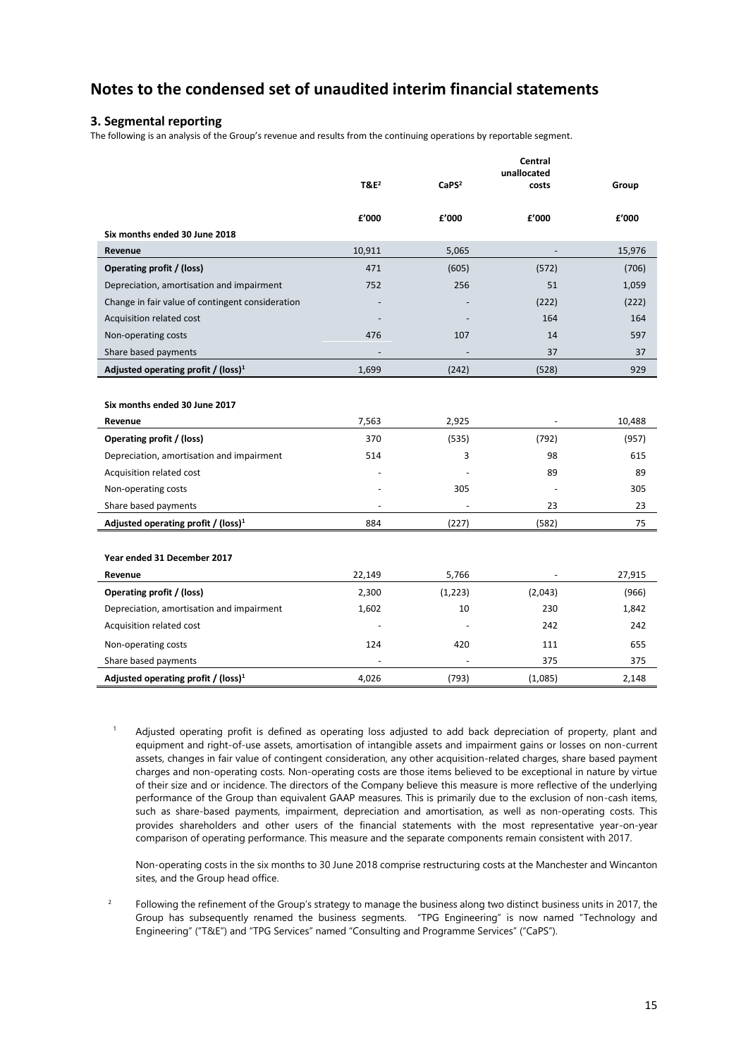# Notes to the condensed set of unaudited interim financial statements

## 3. Segmental reporting

The following is an analysis of the Group's revenue and results from the continuing operations by reportable segment.

| | T&E[2] | CaPS[2] | Central unallocated costs | Group |
|---|---|---|---|---|
| | £'000 | £'000 | £'000 | £'000 |
| **Six months ended 30 June 2018** | | | | |
| **Revenue** | 10,911 | 5,065 | - | 15,976 |
| **Operating profit / (loss)** | 471 | (605) | (572) | (706) |
| Depreciation, amortisation and impairment | 752 | 256 | 51 | 1,059 |
| Change in fair value of contingent consideration | - | - | (222) | (222) |
| Acquisition related cost | - | - | 164 | 164 |
| Non-operating costs | 476 | 107 | 14 | 597 |
| Share based payments | - | - | 37 | 37 |
| **Adjusted operating profit / (loss)[1]** | 1,699 | (242) | (528) | 929 |
| | | | | |
| **Six months ended 30 June 2017** | | | | |
| **Revenue** | 7,563 | 2,925 | - | 10,488 |
| **Operating profit / (loss)** | 370 | (535) | (792) | (957) |
| Depreciation, amortisation and impairment | 514 | 3 | 98 | 615 |
| Acquisition related cost | - | - | 89 | 89 |
| Non-operating costs | - | 305 | - | 305 |
| Share based payments | - | - | 23 | 23 |
| **Adjusted operating profit / (loss)[1]** | 884 | (227) | (582) | 75 |
| | | | | |
| **Year ended 31 December 2017** | | | | |
| **Revenue** | 22,149 | 5,766 | - | 27,915 |
| **Operating profit / (loss)** | 2,300 | (1,223) | (2,043) | (966) |
| Depreciation, amortisation and impairment | 1,602 | 10 | 230 | 1,842 |
| Acquisition related cost | - | - | 242 | 242 |
| Non-operating costs | 124 | 420 | 111 | 655 |
| Share based payments | - | - | 375 | 375 |
| **Adjusted operating profit / (loss)[1]** | 4,026 | (793) | (1,085) | 2,148 |

[1] Adjusted operating profit is defined as operating loss adjusted to add back depreciation of property, plant and equipment and right-of-use assets, amortisation of intangible assets and impairment gains or losses on non-current assets, changes in fair value of contingent consideration, any other acquisition-related charges, share based payment charges and non-operating costs. Non-operating costs are those items believed to be exceptional in nature by virtue of their size and or incidence. The directors of the Company believe this measure is more reflective of the underlying performance of the Group than equivalent GAAP measures. This is primarily due to the exclusion of non-cash items, such as share-based payments, impairment, depreciation and amortisation, as well as non-operating costs. This provides shareholders and other users of the financial statements with the most representative year-on-year comparison of operating performance. This measure and the separate components remain consistent with 2017.

Non-operating costs in the six months to 30 June 2018 comprise restructuring costs at the Manchester and Wincanton sites, and the Group head office.

[2] Following the refinement of the Group's strategy to manage the business along two distinct business units in 2017, the Group has subsequently renamed the business segments. "TPG Engineering" is now named "Technology and Engineering" ("T&E") and "TPG Services" named "Consulting and Programme Services" ("CaPS").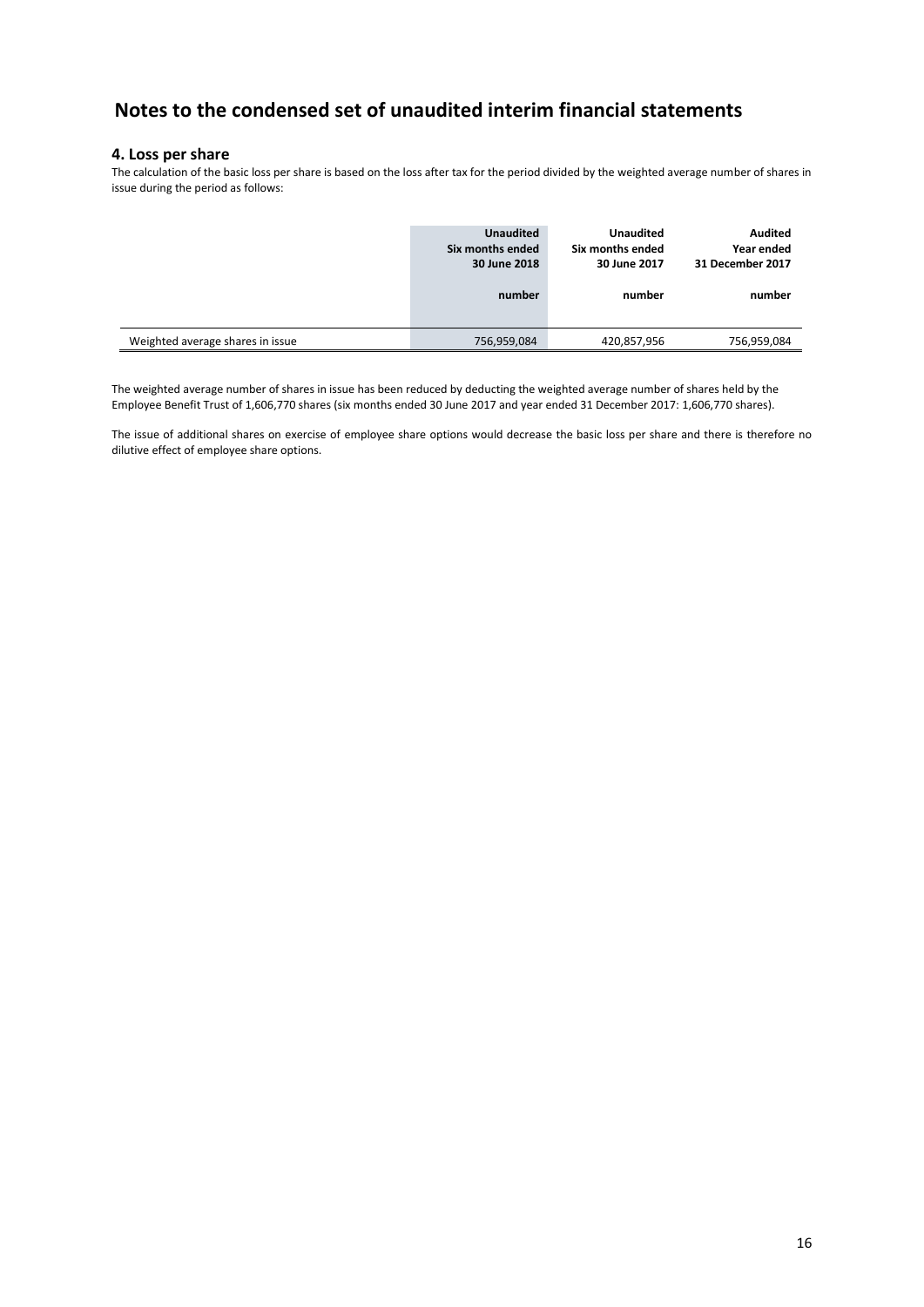# Notes to the condensed set of unaudited interim financial statements

## 4. Loss per share

The calculation of the basic loss per share is based on the loss after tax for the period divided by the weighted average number of shares in issue during the period as follows:

| | Unaudited Six months ended 30 June 2018 | Unaudited Six months ended 30 June 2017 | Audited Year ended 31 December 2017 |
|---|---|---|---|
| | number | number | number |
| Weighted average shares in issue | 756,959,084 | 420,857,956 | 756,959,084 |

The weighted average number of shares in issue has been reduced by deducting the weighted average number of shares held by the Employee Benefit Trust of 1,606,770 shares (six months ended 30 June 2017 and year ended 31 December 2017: 1,606,770 shares).

The issue of additional shares on exercise of employee share options would decrease the basic loss per share and there is therefore no dilutive effect of employee share options.